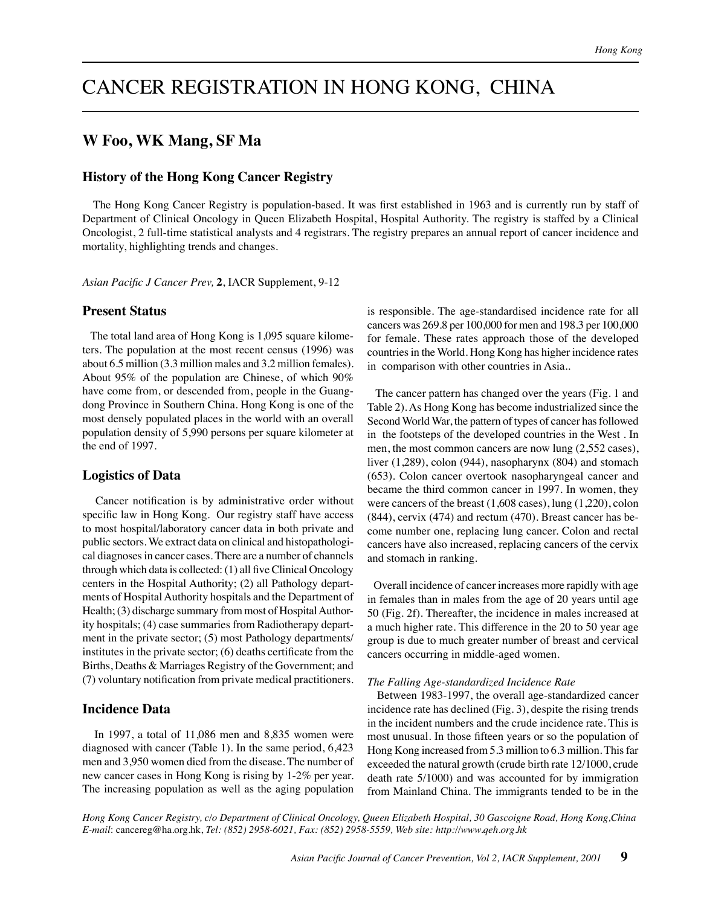# CANCER REGISTRATION IN HONG KONG, CHINA

## W Foo, WK Mang, SF Ma

### History of the Hong Kong Cancer Registry

The Hong Kong Cancer Registry is population-based. It was first established in 1963 and is currently run by staff of Department of Clinical Oncology in Queen Elizabeth Hospital, Hospital Authority. The registry is staffed by a Clinical Oncologist, 2 full-time statistical analysts and 4 registrars. The registry prepares an annual report of cancer incidence and mortality, highlighting trends and changes.

*Asian Pacific J Cancer Prev,* **2**, IACR Supplement, 9-12

### Present Status

The total land area of Hong Kong is 1,095 square kilometers. The population at the most recent census (1996) was about 6.5 million (3.3 million males and 3.2 million females). About 95% of the population are Chinese, of which 90% have come from, or descended from, people in the Guangdong Province in Southern China. Hong Kong is one of the most densely populated places in the world with an overall population density of 5,990 persons per square kilometer at the end of 1997.

### Logistics of Data

Cancer notification is by administrative order without specific law in Hong Kong. Our registry staff have access to most hospital/laboratory cancer data in both private and public sectors. We extract data on clinical and histopathological diagnoses in cancer cases. There are a number of channels through which data is collected: (1) all five Clinical Oncology centers in the Hospital Authority; (2) all Pathology departments of Hospital Authority hospitals and the Department of Health; (3) discharge summary from most of Hospital Authority hospitals; (4) case summaries from Radiotherapy department in the private sector; (5) most Pathology departments/institutes in the private sector; (6) deaths certificate from the Births, Deaths & Marriages Registry of the Government; and (7) voluntary notification from private medical practitioners.

### Incidence Data

In 1997, a total of 11,086 men and 8,835 women were diagnosed with cancer (Table 1). In the same period, 6,423 men and 3,950 women died from the disease. The number of new cancer cases in Hong Kong is rising by 1-2% per year. The increasing population as well as the aging population is responsible. The age-standardised incidence rate for all cancers was 269.8 per 100,000 for men and 198.3 per 100,000 for female. These rates approach those of the developed countries in the World. Hong Kong has higher incidence rates in comparison with other countries in Asia..

The cancer pattern has changed over the years (Fig. 1 and Table 2). As Hong Kong has become industrialized since the Second World War, the pattern of types of cancer has followed in the footsteps of the developed countries in the West . In men, the most common cancers are now lung (2,552 cases), liver (1,289), colon (944), nasopharynx (804) and stomach (653). Colon cancer overtook nasopharyngeal cancer and became the third common cancer in 1997. In women, they were cancers of the breast (1,608 cases), lung (1,220), colon (844), cervix (474) and rectum (470). Breast cancer has become number one, replacing lung cancer. Colon and rectal cancers have also increased, replacing cancers of the cervix and stomach in ranking.

Overall incidence of cancer increases more rapidly with age in females than in males from the age of 20 years until age 50 (Fig. 2f). Thereafter, the incidence in males increased at a much higher rate. This difference in the 20 to 50 year age group is due to much greater number of breast and cervical cancers occurring in middle-aged women.

*The Falling Age-standardized Incidence Rate*

Between 1983-1997, the overall age-standardized cancer incidence rate has declined (Fig. 3), despite the rising trends in the incident numbers and the crude incidence rate. This is most unusual. In those fifteen years or so the population of Hong Kong increased from 5.3 million to 6.3 million. This far exceeded the natural growth (crude birth rate 12/1000, crude death rate 5/1000) and was accounted for by immigration from Mainland China. The immigrants tended to be in the

*Hong Kong Cancer Registry, c/o Department of Clinical Oncology, Queen Elizabeth Hospital, 30 Gascoigne Road, Hong Kong,China E-mail*: cancereg@ha.org.hk, *Tel: (852) 2958-6021, Fax: (852) 2958-5559, Web site: http://www.qeh.org.hk*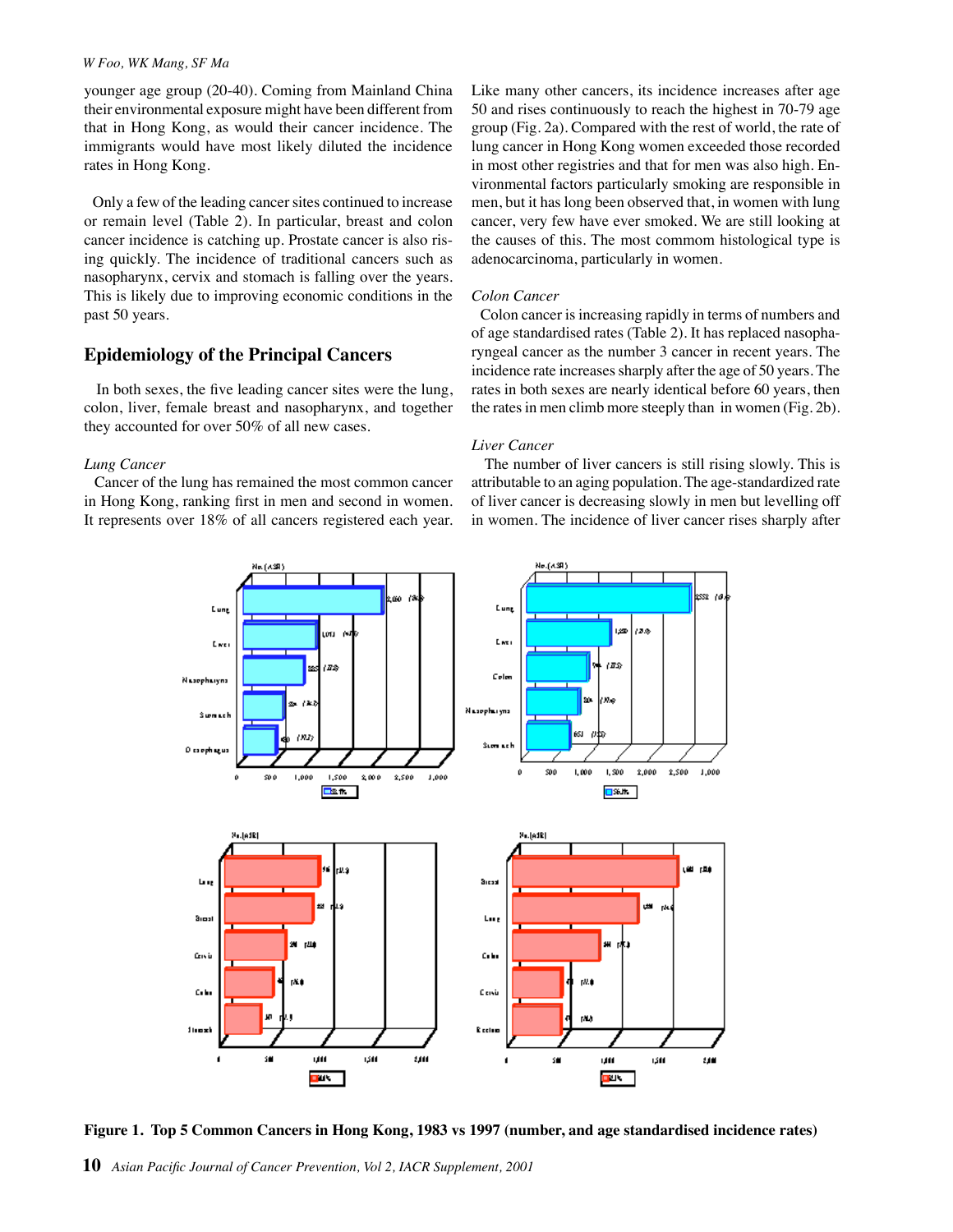younger age group (20-40). Coming from Mainland China their environmental exposure might have been different from that in Hong Kong, as would their cancer incidence. The immigrants would have most likely diluted the incidence rates in Hong Kong.

Only a few of the leading cancer sites continued to increase or remain level (Table 2). In particular, breast and colon cancer incidence is catching up. Prostate cancer is also rising quickly. The incidence of traditional cancers such as nasopharynx, cervix and stomach is falling over the years. This is likely due to improving economic conditions in the past 50 years.

## Epidemiology of the Principal Cancers

In both sexes, the five leading cancer sites were the lung, colon, liver, female breast and nasopharynx, and together they accounted for over 50% of all new cases.

*Lung Cancer*

Cancer of the lung has remained the most common cancer in Hong Kong, ranking first in men and second in women. It represents over 18% of all cancers registered each year. Like many other cancers, its incidence increases after age 50 and rises continuously to reach the highest in 70-79 age group (Fig. 2a). Compared with the rest of world, the rate of lung cancer in Hong Kong women exceeded those recorded in most other registries and that for men was also high. Environmental factors particularly smoking are responsible in men, but it has long been observed that, in women with lung cancer, very few have ever smoked. We are still looking at the causes of this. The most commom histological type is adenocarcinoma, particularly in women.

*Colon Cancer*

Colon cancer is increasing rapidly in terms of numbers and of age standardised rates (Table 2). It has replaced nasopharyngeal cancer as the number 3 cancer in recent years. The incidence rate increases sharply after the age of 50 years. The rates in both sexes are nearly identical before 60 years, then the rates in men climb more steeply than in women (Fig. 2b).

*Liver Cancer*

The number of liver cancers is still rising slowly. This is attributable to an aging population. The age-standardized rate of liver cancer is decreasing slowly in men but levelling off in women. The incidence of liver cancer rises sharply after

**Figure 1. Top 5 Common Cancers in Hong Kong, 1983 vs 1997 (number, and age standardised incidence rates)**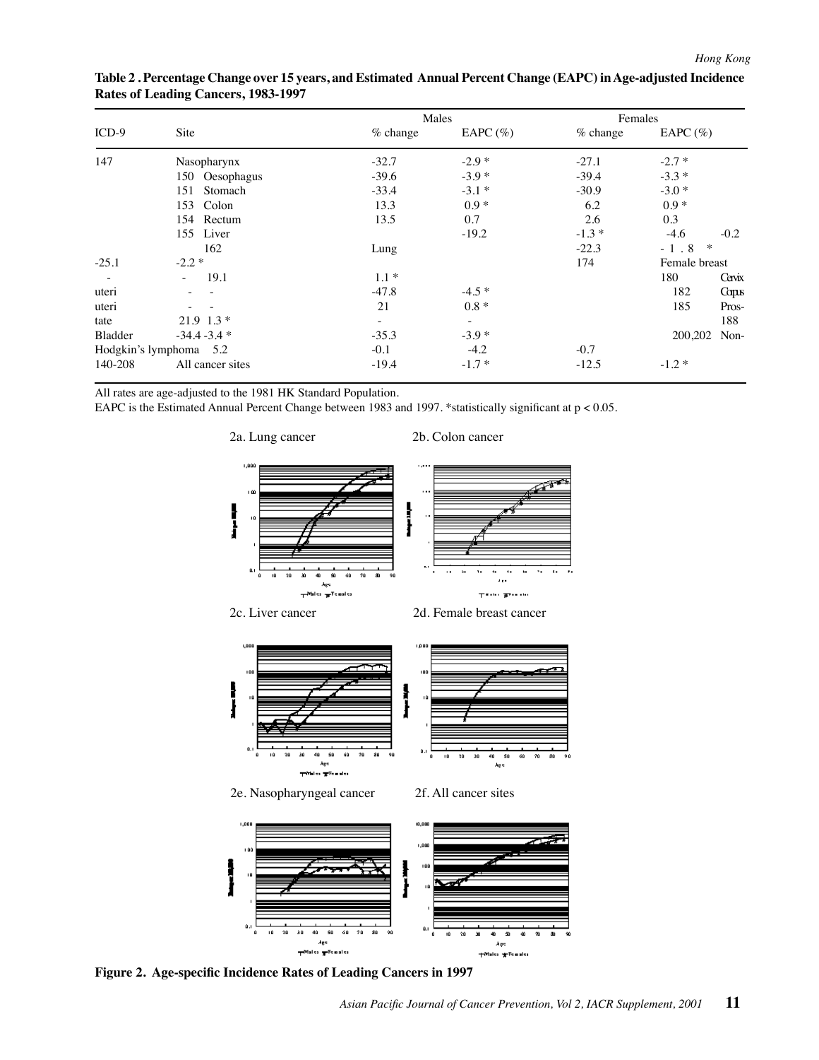**Table 2 . Percentage Change over 15 years, and Estimated Annual Percent Change (EAPC) in Age-adjusted Incidence Rates of Leading Cancers, 1983-1997**

| | | Males | | Females | | |
|---|---|---|---|---|---|---|
| ICD-9 | Site | % change | EAPC (%) | % change | EAPC (%) | |
| 147 | Nasopharynx | -32.7 | -2.9 * | -27.1 | -2.7 * | |
| | 150 Oesophagus | -39.6 | -3.9 * | -39.4 | -3.3 * | |
| | 151 Stomach | -33.4 | -3.1 * | -30.9 | -3.0 * | |
| | 153 Colon | 13.3 | 0.9 * | 6.2 | 0.9 * | |
| | 154 Rectum | 13.5 | 0.7 | 2.6 | 0.3 | |
| | 155 Liver | | -19.2 | -1.3 * | -4.6 | -0.2 |
| | 162 | Lung | | -22.3 | - 1 . 8 * | |
| -25.1 | -2.2 * | | | 174 | Female breast | |
| - | - 19.1 | 1.1 * | | | 180 | Cervix |
| uteri | - - | -47.8 | -4.5 * | | 182 | Corpus |
| uteri | - - | 21 | 0.8 * | | 185 | Pros- |
| tate | 21.9 1.3 * | - | - | | 188 | |
| Bladder | -34.4 -3.4 * | -35.3 | -3.9 * | | 200,202 | Non- |
| Hodgkin's lymphoma | 5.2 | -0.1 | -4.2 | -0.7 | | |
| 140-208 | All cancer sites | -19.4 | -1.7 * | -12.5 | -1.2 * | |

All rates are age-adjusted to the 1981 HK Standard Population.

EAPC is the Estimated Annual Percent Change between 1983 and 1997. *statistically significant at $p < 0.05$.

2a. Lung cancer

2b. Colon cancer

2c. Liver cancer

2d. Female breast cancer

2e. Nasopharyngeal cancer

2f. All cancer sites

**Figure 2. Age-specific Incidence Rates of Leading Cancers in 1997**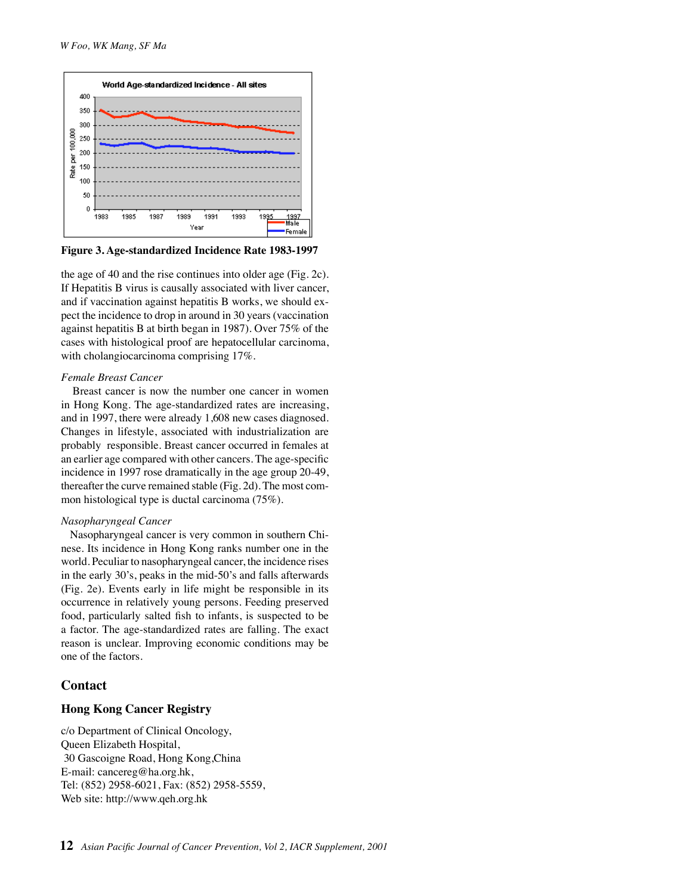World Age-standardized Incidence - All sites

400
350
300
250
200
150
100
50
0

Rate per 100,000

1983 1985 1987 1989 1991 1993 1995 1997

Year

Male
Female

**Figure 3. Age-standardized Incidence Rate 1983-1997**

the age of 40 and the rise continues into older age (Fig. 2c). If Hepatitis B virus is causally associated with liver cancer, and if vaccination against hepatitis B works, we should expect the incidence to drop in around in 30 years (vaccination against hepatitis B at birth began in 1987). Over 75% of the cases with histological proof are hepatocellular carcinoma, with cholangiocarcinoma comprising 17%.

*Female Breast Cancer*

Breast cancer is now the number one cancer in women in Hong Kong. The age-standardized rates are increasing, and in 1997, there were already 1,608 new cases diagnosed. Changes in lifestyle, associated with industrialization are probably responsible. Breast cancer occurred in females at an earlier age compared with other cancers. The age-specific incidence in 1997 rose dramatically in the age group 20-49, thereafter the curve remained stable (Fig. 2d). The most common histological type is ductal carcinoma (75%).

*Nasopharyngeal Cancer*

Nasopharyngeal cancer is very common in southern Chinese. Its incidence in Hong Kong ranks number one in the world. Peculiar to nasopharyngeal cancer, the incidence rises in the early 30's, peaks in the mid-50's and falls afterwards (Fig. 2e). Events early in life might be responsible in its occurrence in relatively young persons. Feeding preserved food, particularly salted fish to infants, is suspected to be a factor. The age-standardized rates are falling. The exact reason is unclear. Improving economic conditions may be one of the factors.

## Contact

### Hong Kong Cancer Registry

c/o Department of Clinical Oncology,
Queen Elizabeth Hospital,
30 Gascoigne Road, Hong Kong,China
E-mail: cancereg@ha.org.hk,
Tel: (852) 2958-6021, Fax: (852) 2958-5559,
Web site: http://www.qeh.org.hk